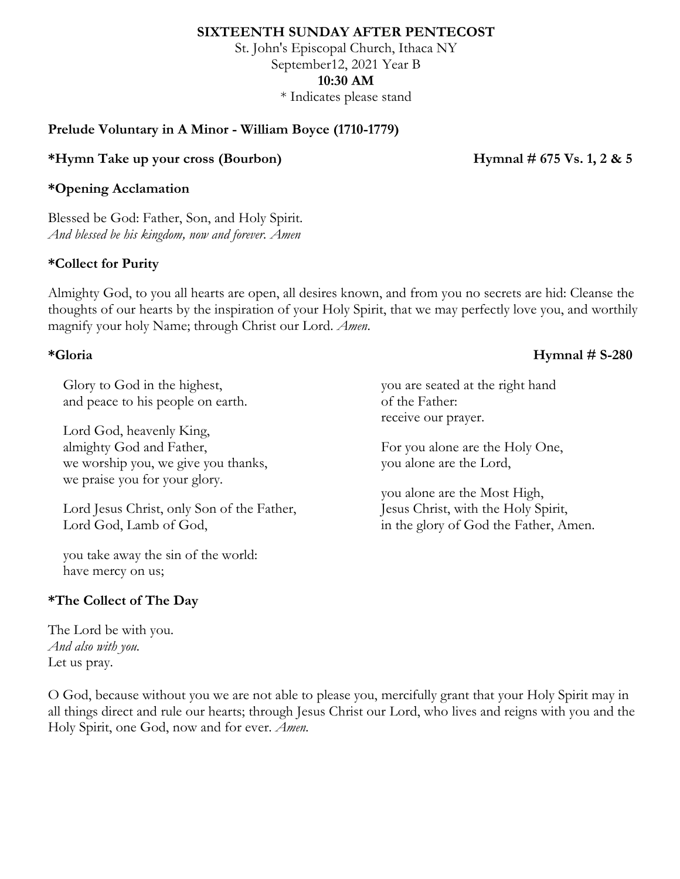**SIXTEENTH SUNDAY AFTER PENTECOST**

St. John's Episcopal Church, Ithaca NY

September12, 2021 Year B

**10:30 AM**

\* Indicates please stand

**Prelude Voluntary in A Minor - William Boyce (1710-1779)**

**\*Hymn Take up your cross (Bourbon) Hymnal # 675 Vs. 1, 2 & 5**

**\*Opening Acclamation**

Blessed be God: Father, Son, and Holy Spirit.
*And blessed be his kingdom, now and forever. Amen*

**\*Collect for Purity**

Almighty God, to you all hearts are open, all desires known, and from you no secrets are hid: Cleanse the thoughts of our hearts by the inspiration of your Holy Spirit, that we may perfectly love you, and worthily magnify your holy Name; through Christ our Lord. *Amen*.

**\*Gloria Hymnal # S-280**

Glory to God in the highest,
and peace to his people on earth.

Lord God, heavenly King,
almighty God and Father,
we worship you, we give you thanks,
we praise you for your glory.

Lord Jesus Christ, only Son of the Father,
Lord God, Lamb of God,

you take away the sin of the world:
have mercy on us;

you are seated at the right hand
of the Father:
receive our prayer.

For you alone are the Holy One,
you alone are the Lord,

you alone are the Most High,
Jesus Christ, with the Holy Spirit,
in the glory of God the Father, Amen.

**\*The Collect of The Day**

The Lord be with you.
*And also with you.*
Let us pray.

O God, because without you we are not able to please you, mercifully grant that your Holy Spirit may in all things direct and rule our hearts; through Jesus Christ our Lord, who lives and reigns with you and the Holy Spirit, one God, now and for ever. *Amen.*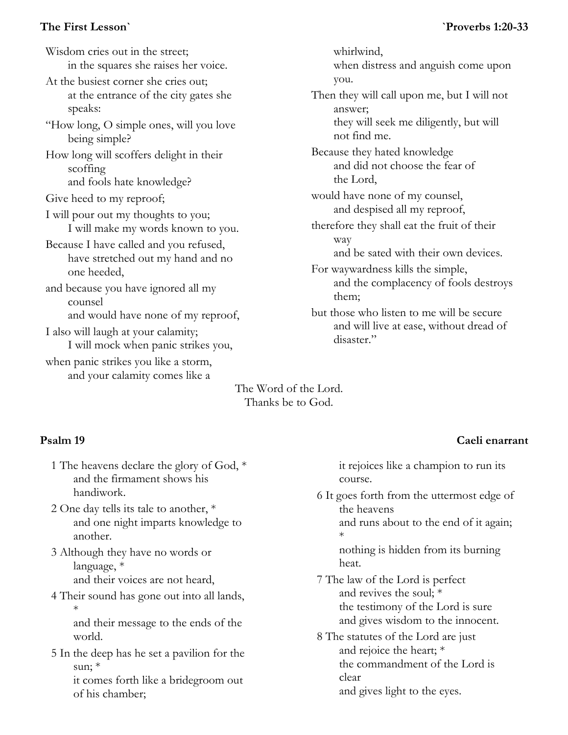**The First Lesson`** **`Proverbs 1:20-33**

Wisdom cries out in the street;
in the squares she raises her voice.
At the busiest corner she cries out;
at the entrance of the city gates she speaks:
"How long, O simple ones, will you love being simple?
How long will scoffers delight in their scoffing
and fools hate knowledge?
Give heed to my reproof;
I will pour out my thoughts to you;
I will make my words known to you.
Because I have called and you refused,
have stretched out my hand and no one heeded,
and because you have ignored all my counsel
and would have none of my reproof,
I also will laugh at your calamity;
I will mock when panic strikes you,
when panic strikes you like a storm,
and your calamity comes like a whirlwind,
when distress and anguish come upon you.
Then they will call upon me, but I will not answer;
they will seek me diligently, but will not find me.
Because they hated knowledge
and did not choose the fear of the Lord,
would have none of my counsel,
and despised all my reproof,
therefore they shall eat the fruit of their way
and be sated with their own devices.
For waywardness kills the simple,
and the complacency of fools destroys them;
but those who listen to me will be secure
and will live at ease, without dread of disaster."

The Word of the Lord.
Thanks be to God.

**Psalm 19** **Caeli enarrant**

1 The heavens declare the glory of God, *
and the firmament shows his handiwork.
2 One day tells its tale to another, *
and one night imparts knowledge to another.
3 Although they have no words or language, *
and their voices are not heard,
4 Their sound has gone out into all lands, *
and their message to the ends of the world.
5 In the deep has he set a pavilion for the sun; *
it comes forth like a bridegroom out of his chamber;
it rejoices like a champion to run its course.
6 It goes forth from the uttermost edge of the heavens
and runs about to the end of it again; *
nothing is hidden from its burning heat.
7 The law of the Lord is perfect
and revives the soul; *
the testimony of the Lord is sure
and gives wisdom to the innocent.
8 The statutes of the Lord are just
and rejoice the heart; *
the commandment of the Lord is clear
and gives light to the eyes.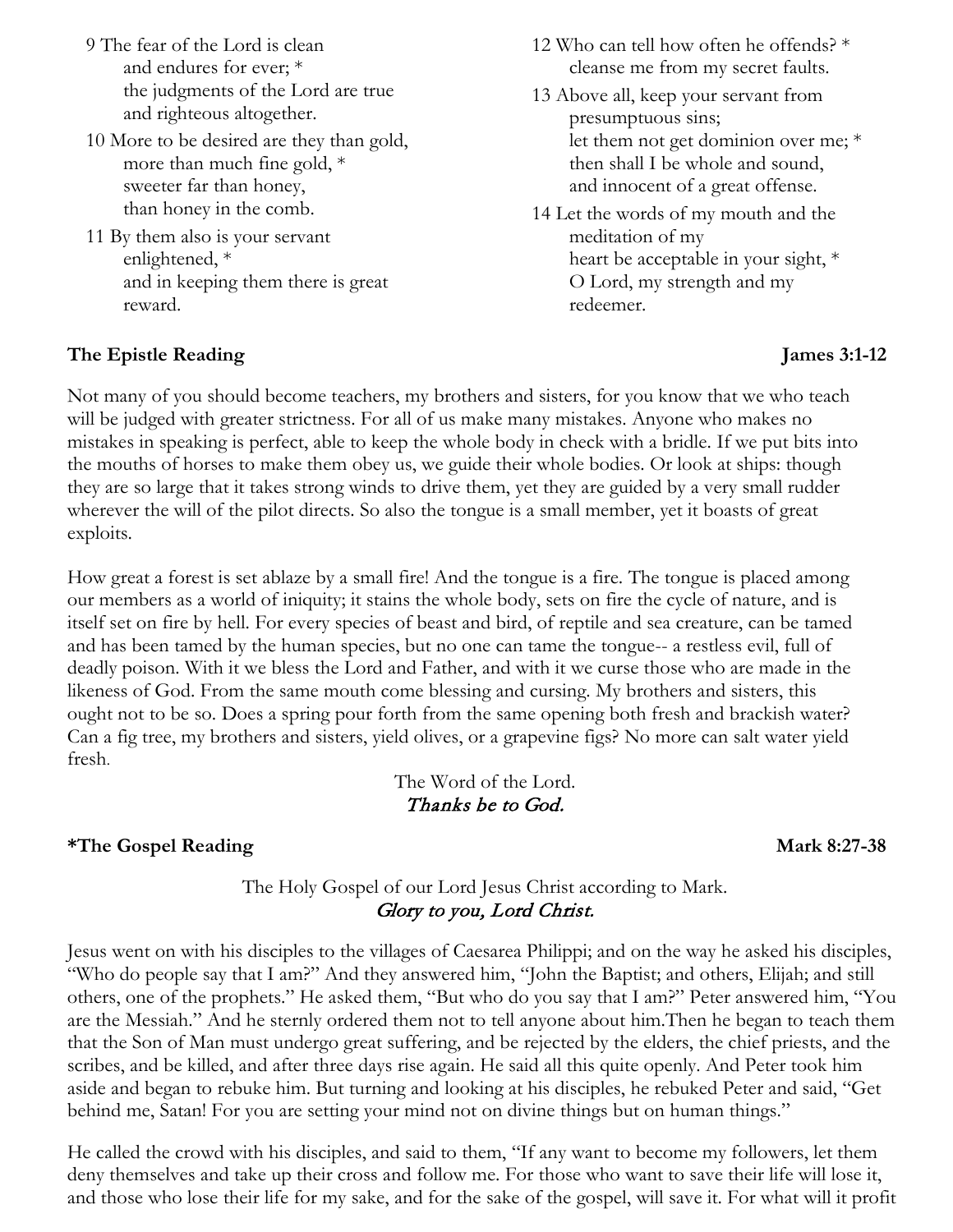9 The fear of the Lord is clean
and endures for ever; *
the judgments of the Lord are true
and righteous altogether.

10 More to be desired are they than gold,
more than much fine gold, *
sweeter far than honey,
than honey in the comb.

11 By them also is your servant
enlightened, *
and in keeping them there is great
reward.

12 Who can tell how often he offends? *
cleanse me from my secret faults.

13 Above all, keep your servant from
presumptuous sins;
let them not get dominion over me; *
then shall I be whole and sound,
and innocent of a great offense.

14 Let the words of my mouth and the
meditation of my
heart be acceptable in your sight, *
O Lord, my strength and my
redeemer.

**The Epistle Reading** **James 3:1-12**

Not many of you should become teachers, my brothers and sisters, for you know that we who teach will be judged with greater strictness. For all of us make many mistakes. Anyone who makes no mistakes in speaking is perfect, able to keep the whole body in check with a bridle. If we put bits into the mouths of horses to make them obey us, we guide their whole bodies. Or look at ships: though they are so large that it takes strong winds to drive them, yet they are guided by a very small rudder wherever the will of the pilot directs. So also the tongue is a small member, yet it boasts of great exploits.

How great a forest is set ablaze by a small fire! And the tongue is a fire. The tongue is placed among our members as a world of iniquity; it stains the whole body, sets on fire the cycle of nature, and is itself set on fire by hell. For every species of beast and bird, of reptile and sea creature, can be tamed and has been tamed by the human species, but no one can tame the tongue-- a restless evil, full of deadly poison. With it we bless the Lord and Father, and with it we curse those who are made in the likeness of God. From the same mouth come blessing and cursing. My brothers and sisters, this ought not to be so. Does a spring pour forth from the same opening both fresh and brackish water? Can a fig tree, my brothers and sisters, yield olives, or a grapevine figs? No more can salt water yield fresh.

The Word of the Lord.
*Thanks be to God.*

**\*The Gospel Reading** **Mark 8:27-38**

The Holy Gospel of our Lord Jesus Christ according to Mark.
*Glory to you, Lord Christ.*

Jesus went on with his disciples to the villages of Caesarea Philippi; and on the way he asked his disciples, "Who do people say that I am?" And they answered him, "John the Baptist; and others, Elijah; and still others, one of the prophets." He asked them, "But who do you say that I am?" Peter answered him, "You are the Messiah." And he sternly ordered them not to tell anyone about him.Then he began to teach them that the Son of Man must undergo great suffering, and be rejected by the elders, the chief priests, and the scribes, and be killed, and after three days rise again. He said all this quite openly. And Peter took him aside and began to rebuke him. But turning and looking at his disciples, he rebuked Peter and said, "Get behind me, Satan! For you are setting your mind not on divine things but on human things."

He called the crowd with his disciples, and said to them, "If any want to become my followers, let them deny themselves and take up their cross and follow me. For those who want to save their life will lose it, and those who lose their life for my sake, and for the sake of the gospel, will save it. For what will it profit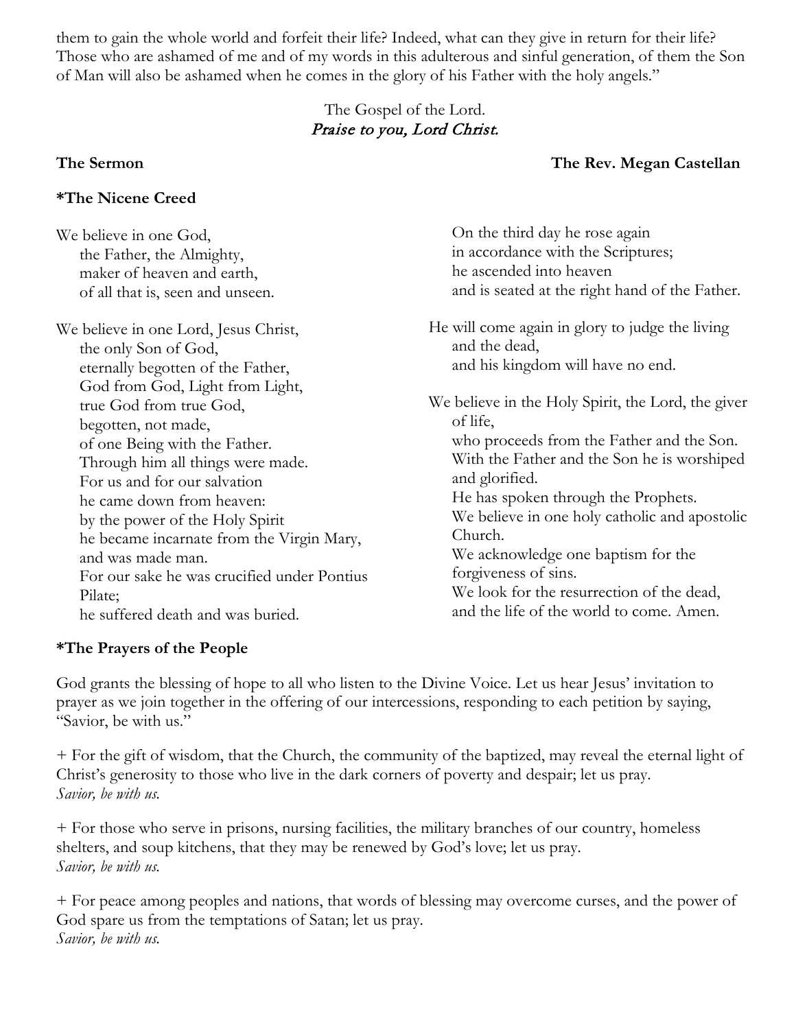them to gain the whole world and forfeit their life? Indeed, what can they give in return for their life? Those who are ashamed of me and of my words in this adulterous and sinful generation, of them the Son of Man will also be ashamed when he comes in the glory of his Father with the holy angels."

The Gospel of the Lord.
*Praise to you, Lord Christ.*

**The Sermon** **The Rev. Megan Castellan**

**\*The Nicene Creed**

We believe in one God,
the Father, the Almighty,
maker of heaven and earth,
of all that is, seen and unseen.

We believe in one Lord, Jesus Christ,
the only Son of God,
eternally begotten of the Father,
God from God, Light from Light,
true God from true God,
begotten, not made,
of one Being with the Father.
Through him all things were made.
For us and for our salvation
he came down from heaven:
by the power of the Holy Spirit
he became incarnate from the Virgin Mary,
and was made man.
For our sake he was crucified under Pontius Pilate;
he suffered death and was buried.
On the third day he rose again
in accordance with the Scriptures;
he ascended into heaven
and is seated at the right hand of the Father.

He will come again in glory to judge the living and the dead,
and his kingdom will have no end.

We believe in the Holy Spirit, the Lord, the giver of life,
who proceeds from the Father and the Son.
With the Father and the Son he is worshiped and glorified.
He has spoken through the Prophets.
We believe in one holy catholic and apostolic Church.
We acknowledge one baptism for the forgiveness of sins.
We look for the resurrection of the dead,
and the life of the world to come. Amen.

**\*The Prayers of the People**

God grants the blessing of hope to all who listen to the Divine Voice. Let us hear Jesus' invitation to prayer as we join together in the offering of our intercessions, responding to each petition by saying, "Savior, be with us."

+ For the gift of wisdom, that the Church, the community of the baptized, may reveal the eternal light of Christ's generosity to those who live in the dark corners of poverty and despair; let us pray.
*Savior, be with us.*

+ For those who serve in prisons, nursing facilities, the military branches of our country, homeless shelters, and soup kitchens, that they may be renewed by God's love; let us pray.
*Savior, be with us.*

+ For peace among peoples and nations, that words of blessing may overcome curses, and the power of God spare us from the temptations of Satan; let us pray.
*Savior, be with us.*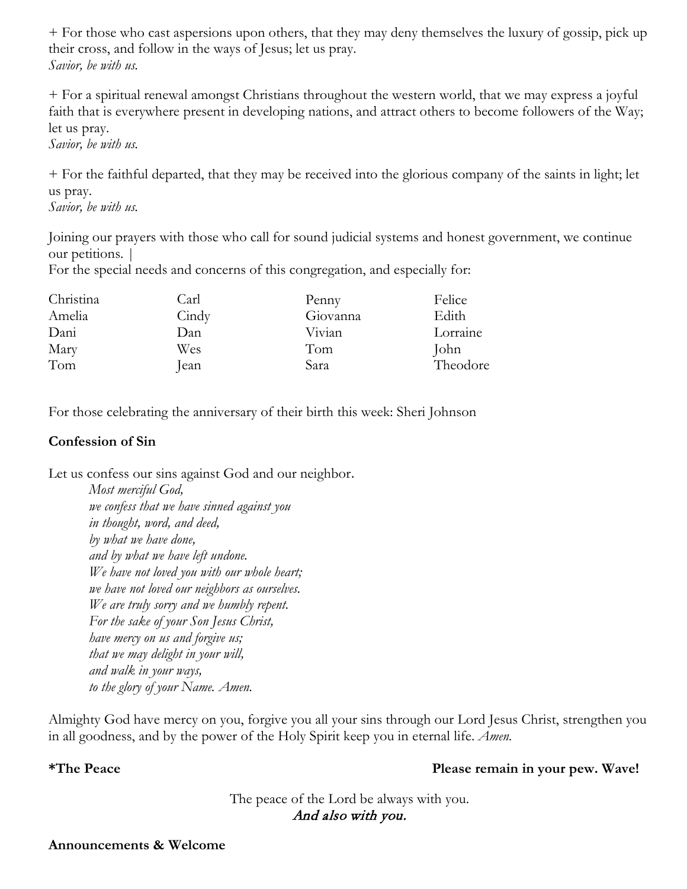+ For those who cast aspersions upon others, that they may deny themselves the luxury of gossip, pick up their cross, and follow in the ways of Jesus; let us pray.
*Savior, be with us.*

+ For a spiritual renewal amongst Christians throughout the western world, that we may express a joyful faith that is everywhere present in developing nations, and attract others to become followers of the Way; let us pray.
*Savior, be with us.*

+ For the faithful departed, that they may be received into the glorious company of the saints in light; let us pray.
*Savior, be with us.*

Joining our prayers with those who call for sound judicial systems and honest government, we continue our petitions. |
For the special needs and concerns of this congregation, and especially for:

| | | | |
|---|---|---|---|
| Christina | Carl | Penny | Felice |
| Amelia | Cindy | Giovanna | Edith |
| Dani | Dan | Vivian | Lorraine |
| Mary | Wes | Tom | John |
| Tom | Jean | Sara | Theodore |

For those celebrating the anniversary of their birth this week: Sheri Johnson

**Confession of Sin**

Let us confess our sins against God and our neighbor.

*Most merciful God,*
*we confess that we have sinned against you*
*in thought, word, and deed,*
*by what we have done,*
*and by what we have left undone.*
*We have not loved you with our whole heart;*
*we have not loved our neighbors as ourselves.*
*We are truly sorry and we humbly repent.*
*For the sake of your Son Jesus Christ,*
*have mercy on us and forgive us;*
*that we may delight in your will,*
*and walk in your ways,*
*to the glory of your Name. Amen.*

Almighty God have mercy on you, forgive you all your sins through our Lord Jesus Christ, strengthen you in all goodness, and by the power of the Holy Spirit keep you in eternal life. *Amen.*

**\*The Peace** **Please remain in your pew. Wave!**

The peace of the Lord be always with you.
*And also with you.*

**Announcements & Welcome**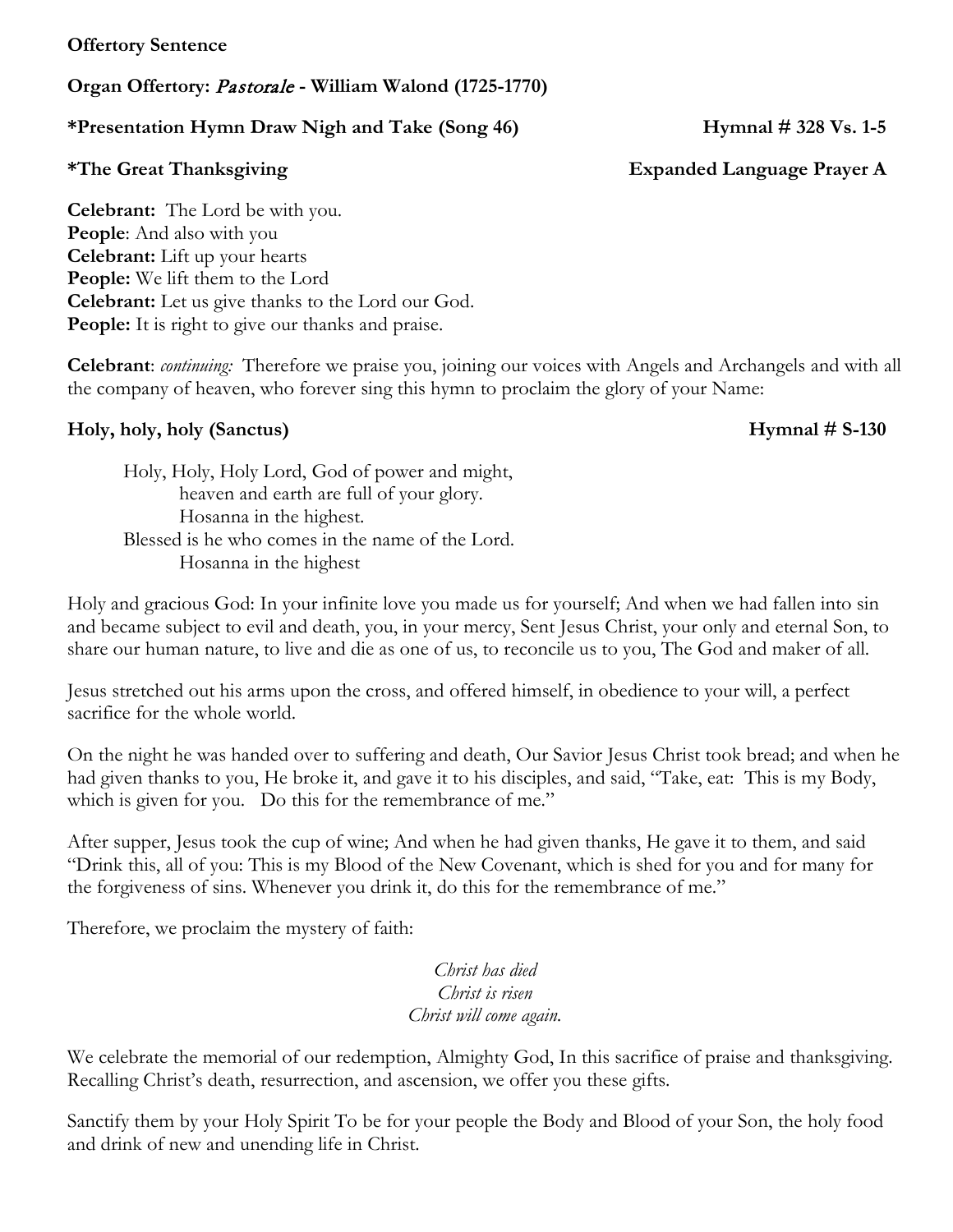**Offertory Sentence**

**Organ Offertory:** ***Pastorale*** **- William Walond (1725-1770)**

**\*Presentation Hymn Draw Nigh and Take (Song 46) Hymnal # 328 Vs. 1-5**

**\*The Great Thanksgiving Expanded Language Prayer A**

**Celebrant:** The Lord be with you.
**People**: And also with you
**Celebrant:** Lift up your hearts
**People:** We lift them to the Lord
**Celebrant:** Let us give thanks to the Lord our God.
**People:** It is right to give our thanks and praise.

**Celebrant**: *continuing:* Therefore we praise you, joining our voices with Angels and Archangels and with all the company of heaven, who forever sing this hymn to proclaim the glory of your Name:

**Holy, holy, holy (Sanctus) Hymnal # S-130**

Holy, Holy, Holy Lord, God of power and might,
heaven and earth are full of your glory.
Hosanna in the highest.
Blessed is he who comes in the name of the Lord.
Hosanna in the highest

Holy and gracious God: In your infinite love you made us for yourself; And when we had fallen into sin and became subject to evil and death, you, in your mercy, Sent Jesus Christ, your only and eternal Son, to share our human nature, to live and die as one of us, to reconcile us to you, The God and maker of all.

Jesus stretched out his arms upon the cross, and offered himself, in obedience to your will, a perfect sacrifice for the whole world.

On the night he was handed over to suffering and death, Our Savior Jesus Christ took bread; and when he had given thanks to you, He broke it, and gave it to his disciples, and said, "Take, eat: This is my Body, which is given for you. Do this for the remembrance of me."

After supper, Jesus took the cup of wine; And when he had given thanks, He gave it to them, and said "Drink this, all of you: This is my Blood of the New Covenant, which is shed for you and for many for the forgiveness of sins. Whenever you drink it, do this for the remembrance of me."

Therefore, we proclaim the mystery of faith:

*Christ has died*
*Christ is risen*
*Christ will come again.*

We celebrate the memorial of our redemption, Almighty God, In this sacrifice of praise and thanksgiving. Recalling Christ's death, resurrection, and ascension, we offer you these gifts.

Sanctify them by your Holy Spirit To be for your people the Body and Blood of your Son, the holy food and drink of new and unending life in Christ.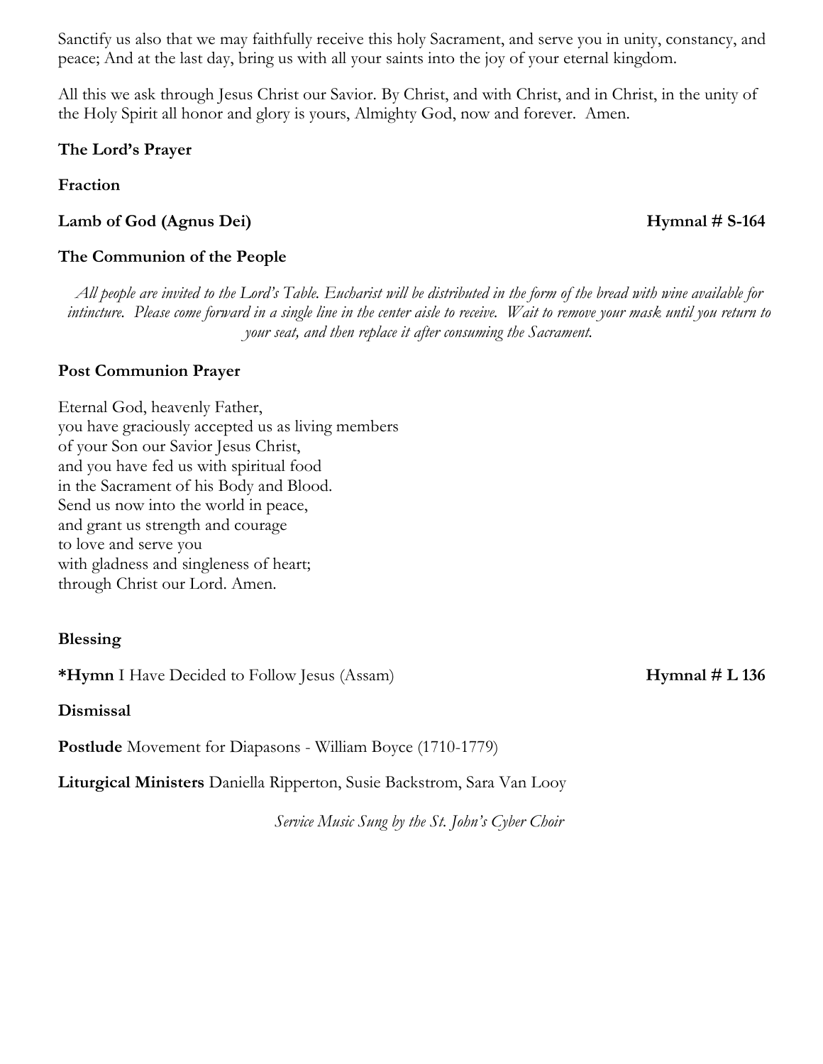Sanctify us also that we may faithfully receive this holy Sacrament, and serve you in unity, constancy, and peace; And at the last day, bring us with all your saints into the joy of your eternal kingdom.

All this we ask through Jesus Christ our Savior. By Christ, and with Christ, and in Christ, in the unity of the Holy Spirit all honor and glory is yours, Almighty God, now and forever. Amen.

**The Lord's Prayer**

**Fraction**

**Lamb of God (Agnus Dei)** **Hymnal # S-164**

**The Communion of the People**

*All people are invited to the Lord's Table. Eucharist will be distributed in the form of the bread with wine available for intincture. Please come forward in a single line in the center aisle to receive. Wait to remove your mask until you return to your seat, and then replace it after consuming the Sacrament.*

**Post Communion Prayer**

Eternal God, heavenly Father,
you have graciously accepted us as living members
of your Son our Savior Jesus Christ,
and you have fed us with spiritual food
in the Sacrament of his Body and Blood.
Send us now into the world in peace,
and grant us strength and courage
to love and serve you
with gladness and singleness of heart;
through Christ our Lord. Amen.

**Blessing**

***Hymn** I Have Decided to Follow Jesus (Assam) **Hymnal # L 136**

**Dismissal**

**Postlude** Movement for Diapasons - William Boyce (1710-1779)

**Liturgical Ministers** Daniella Ripperton, Susie Backstrom, Sara Van Looy

*Service Music Sung by the St. John's Cyber Choir*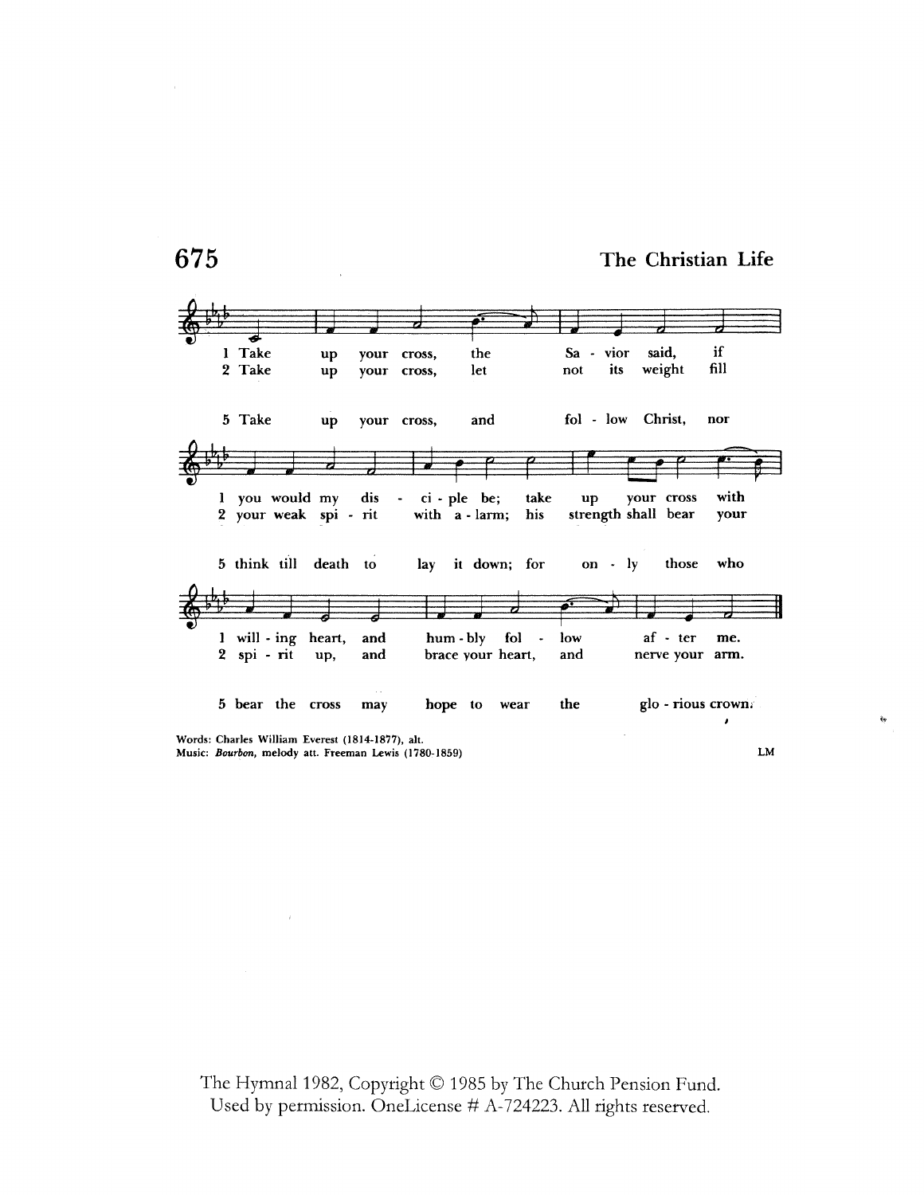# 675

## The Christian Life

1 Take up your cross, the Savior said, if you would my disciple be; take up your cross with willing heart, and humbly follow after me.

2 Take up your cross, let not its weight fill your weak spirit with alarm; his strength shall bear your spirit up, and brace your heart, and nerve your arm.

5 Take up your cross, and follow Christ, nor think till death to lay it down; for only those who bear the cross may hope to wear the glorious crown.

Words: Charles William Everest (1814-1877), alt.
Music: *Bourbon*, melody att. Freeman Lewis (1780-1859)

LM

The Hymnal 1982, Copyright © 1985 by The Church Pension Fund.
Used by permission. OneLicense # A-724223. All rights reserved.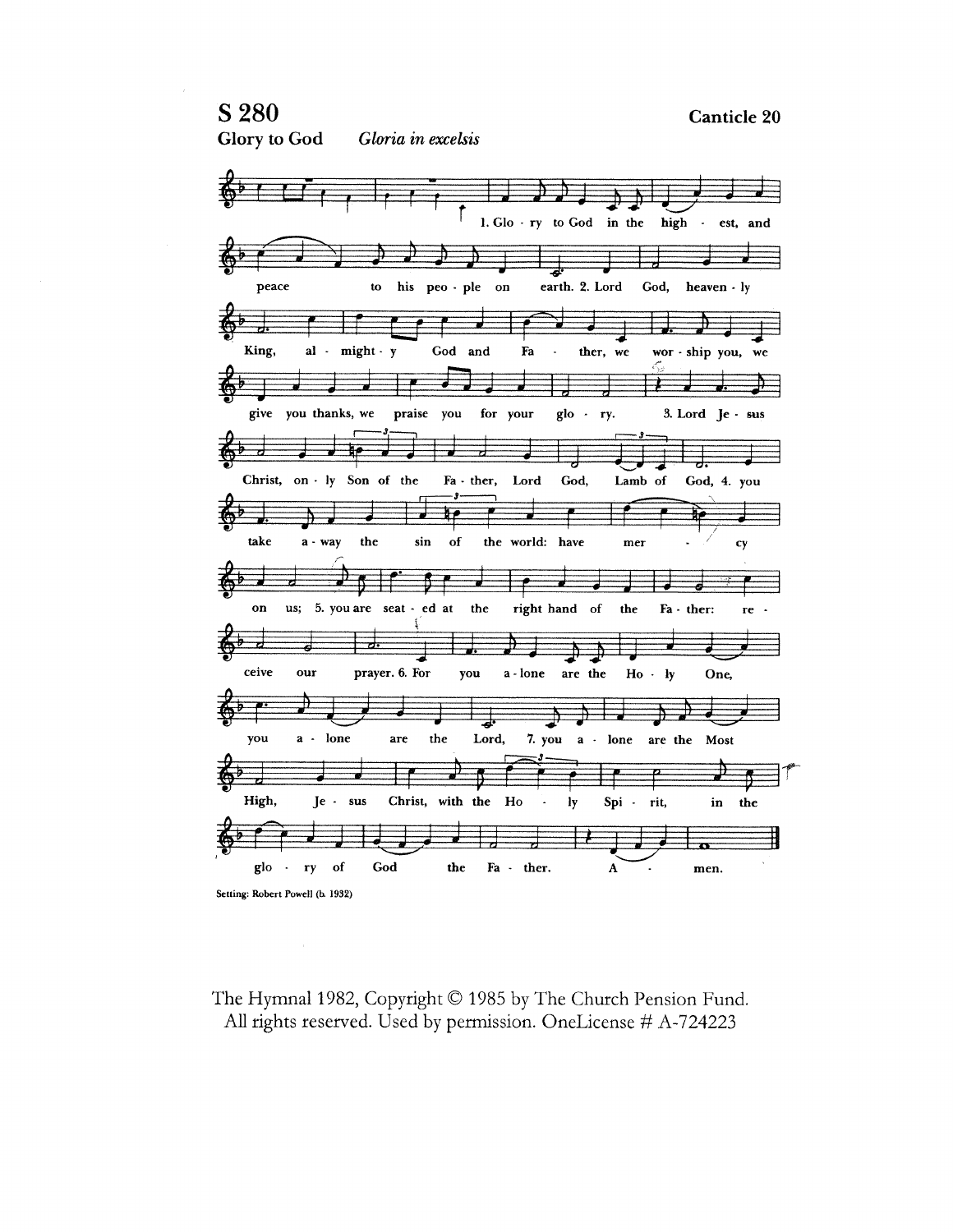## S 280

**Canticle 20**

**Glory to God** *Gloria in excelsis*

1. Glo - ry to God in the high - est, and peace to his peo - ple on earth. 2. Lord God, heaven - ly King, al - might - y God and Fa - ther, we wor - ship you, we give you thanks, we praise you for your glo - ry. 3. Lord Je - sus Christ, on - ly Son of the Fa - ther, Lord God, Lamb of God, 4. you take a - way the sin of the world: have mer - cy on us; 5. you are seat - ed at the right hand of the Fa - ther: re - ceive our prayer. 6. For you a - lone are the Ho - ly One, you a - lone are the Lord, 7. you a - lone are the Most High, Je - sus Christ, with the Ho - ly Spi - rit, in the glo - ry of God the Fa - ther. A - men.

Setting: Robert Powell (b. 1932)

The Hymnal 1982, Copyright © 1985 by The Church Pension Fund.
All rights reserved. Used by permission. OneLicense # A-724223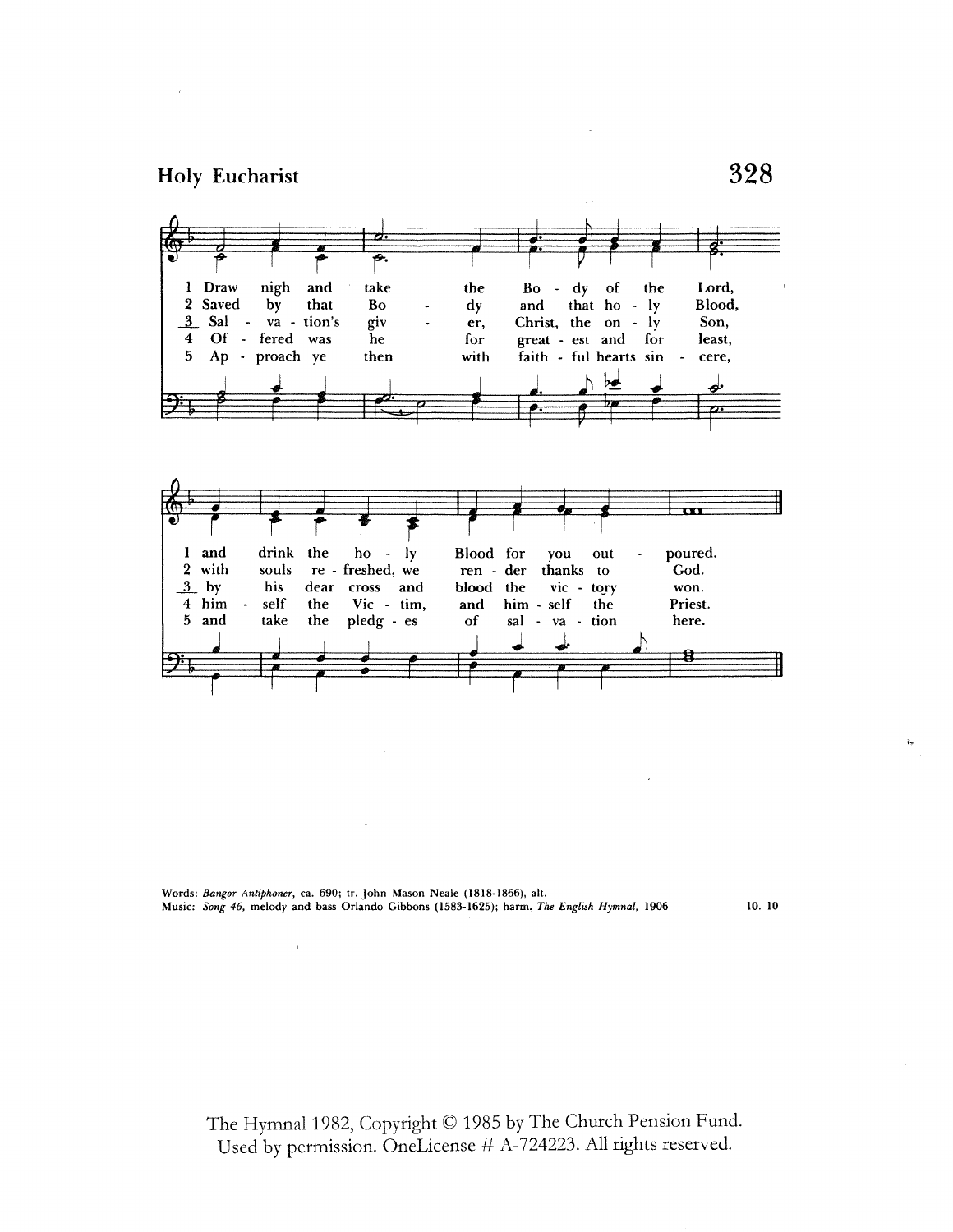## Holy Eucharist

1 Draw nigh and take the Body of the Lord,
and drink the holy Blood for you outpoured.

2 Saved by that Body and that holy Blood,
with souls refreshed, we render thanks to God.

3 Salvation's giver, Christ, the only Son,
by his dear cross and blood the victory won.

4 Offered was he for greatest and for least,
himself the Victim, and himself the Priest.

5 Approach ye then with faithful hearts sincere,
and take the pledges of salvation here.

Words: *Bangor Antiphoner*, ca. 690; tr. John Mason Neale (1818-1866), alt.
Music: *Song 46*, melody and bass Orlando Gibbons (1583-1625); harm. *The English Hymnal*, 1906

10. 10

The Hymnal 1982, Copyright © 1985 by The Church Pension Fund.
Used by permission. OneLicense # A-724223. All rights reserved.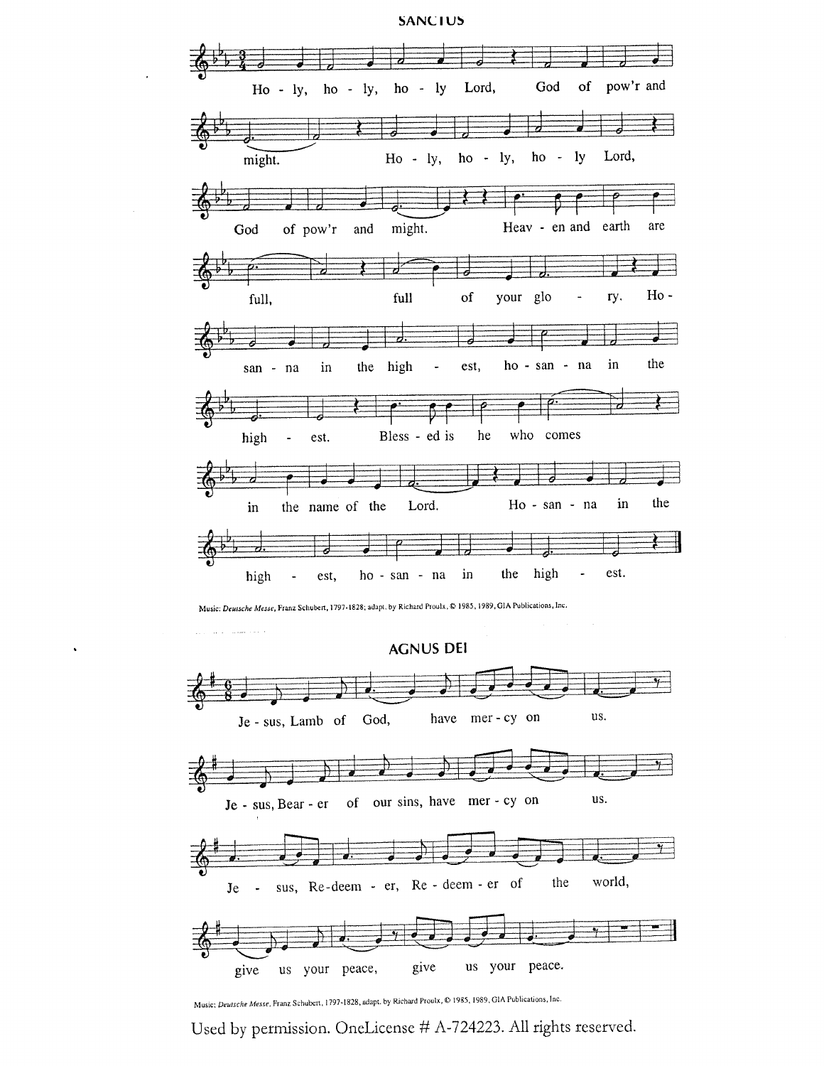## SANCTUS

Ho - ly, ho - ly, ho - ly Lord, God of pow'r and might. Ho - ly, ho - ly, ho - ly Lord, God of pow'r and might. Heav - en and earth are full, full of your glo - ry. Ho - san - na in the high - est, ho - san - na in the high - est. Bless - ed is he who comes in the name of the Lord. Ho - san - na in the high - est, ho - san - na in the high - est.

Music: *Deutsche Messe*, Franz Schubert, 1797-1828; adapt. by Richard Proulx, © 1985, 1989, GIA Publications, Inc.

## AGNUS DEI

Je - sus, Lamb of God, have mer - cy on us.

Je - sus, Bear - er of our sins, have mer - cy on us.

Je - sus, Re - deem - er, Re - deem - er of the world,

give us your peace, give us your peace.

Music: *Deutsche Messe*, Franz Schubert, 1797-1828, adapt. by Richard Proulx, © 1985, 1989, GIA Publications, Inc.

Used by permission. OneLicense # A-724223. All rights reserved.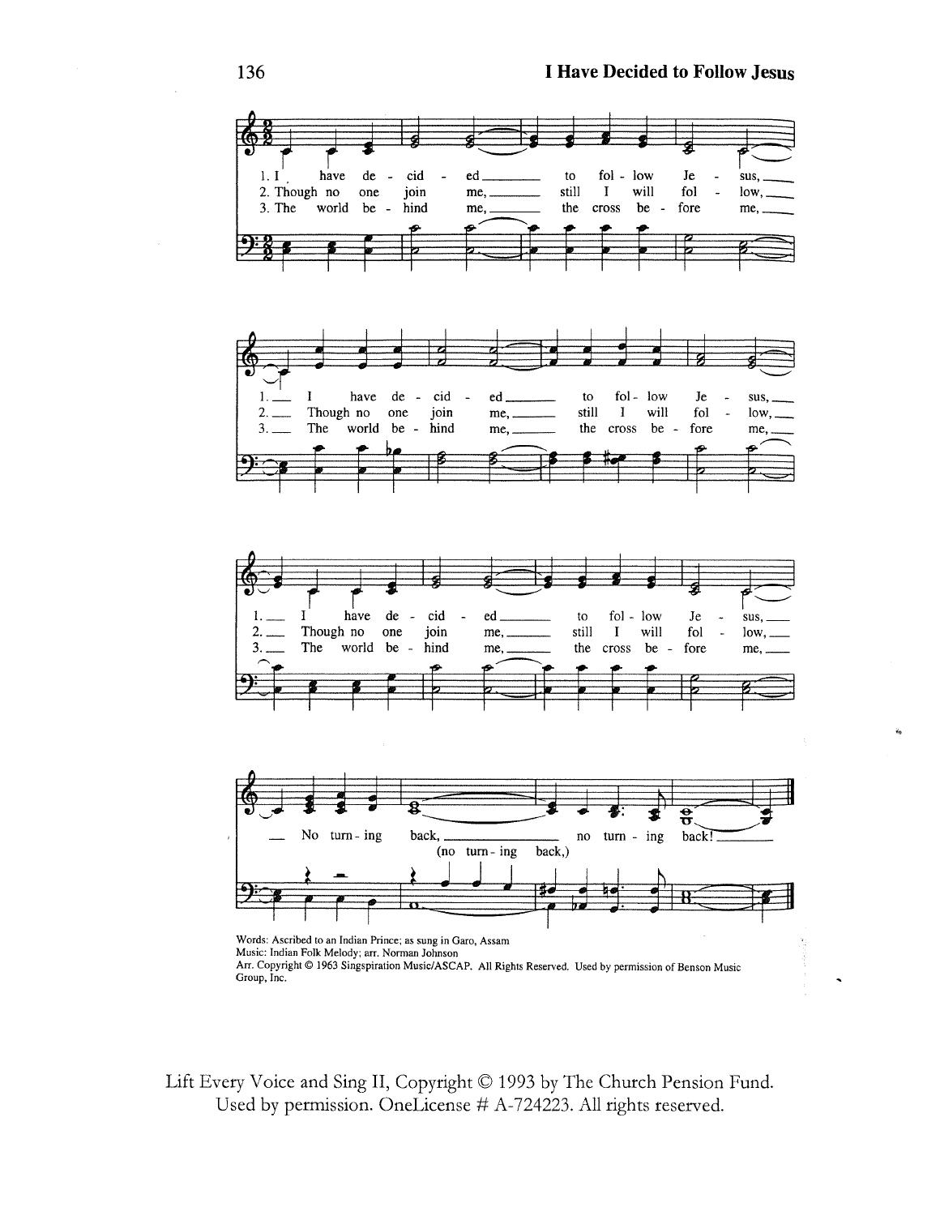# I Have Decided to Follow Jesus

1. I have decided to follow Jesus, I have decided to follow Jesus, I have decided to follow Jesus, No turning back, (no turning back,) no turning back!
2. Though no one join me, still I will follow, Though no one join me, still I will follow, Though no one join me, still I will follow,
3. The world behind me, the cross before me, The world behind me, the cross before me, The world behind me, the cross before me,

Words: Ascribed to an Indian Prince; as sung in Garo, Assam
Music: Indian Folk Melody; arr. Norman Johnson
Arr. Copyright © 1963 Singspiration Music/ASCAP. All Rights Reserved. Used by permission of Benson Music Group, Inc.

Lift Every Voice and Sing II, Copyright © 1993 by The Church Pension Fund.
Used by permission. OneLicense # A-724223. All rights reserved.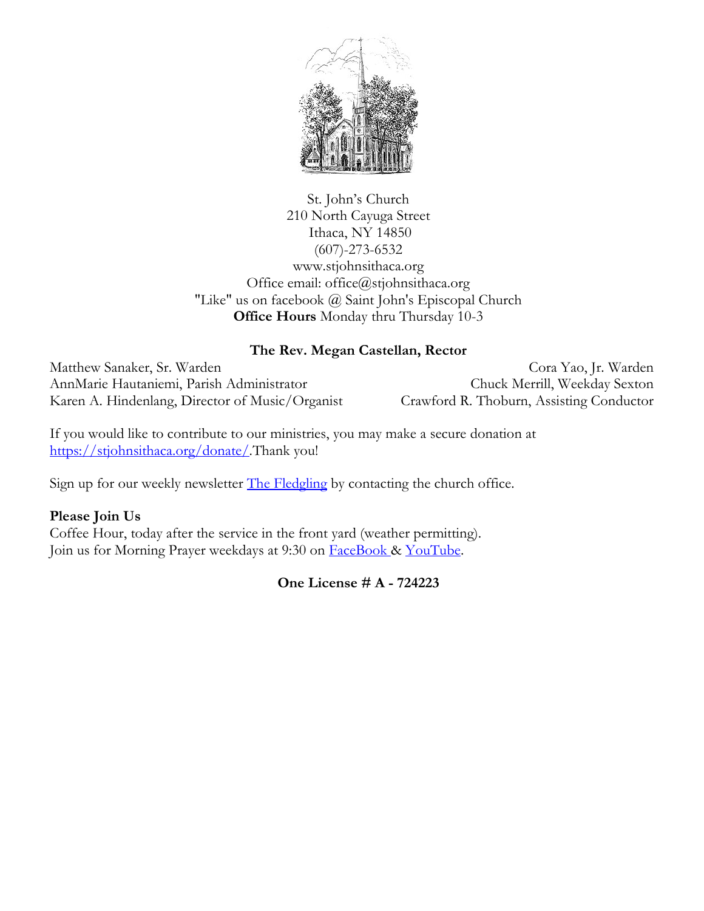St. John's Church
210 North Cayuga Street
Ithaca, NY 14850
(607)-273-6532
www.stjohnsithaca.org
Office email: office@stjohnsithaca.org
"Like" us on facebook @ Saint John's Episcopal Church
**Office Hours** Monday thru Thursday 10-3

**The Rev. Megan Castellan, Rector**

Matthew Sanaker, Sr. Warden
Cora Yao, Jr. Warden
AnnMarie Hautaniemi, Parish Administrator
Chuck Merrill, Weekday Sexton
Karen A. Hindenlang, Director of Music/Organist
Crawford R. Thoburn, Assisting Conductor

If you would like to contribute to our ministries, you may make a secure donation at https://stjohnsithaca.org/donate/.Thank you!

Sign up for our weekly newsletter The Fledgling by contacting the church office.

**Please Join Us**
Coffee Hour, today after the service in the front yard (weather permitting).
Join us for Morning Prayer weekdays at 9:30 on FaceBook & YouTube.

**One License # A - 724223**